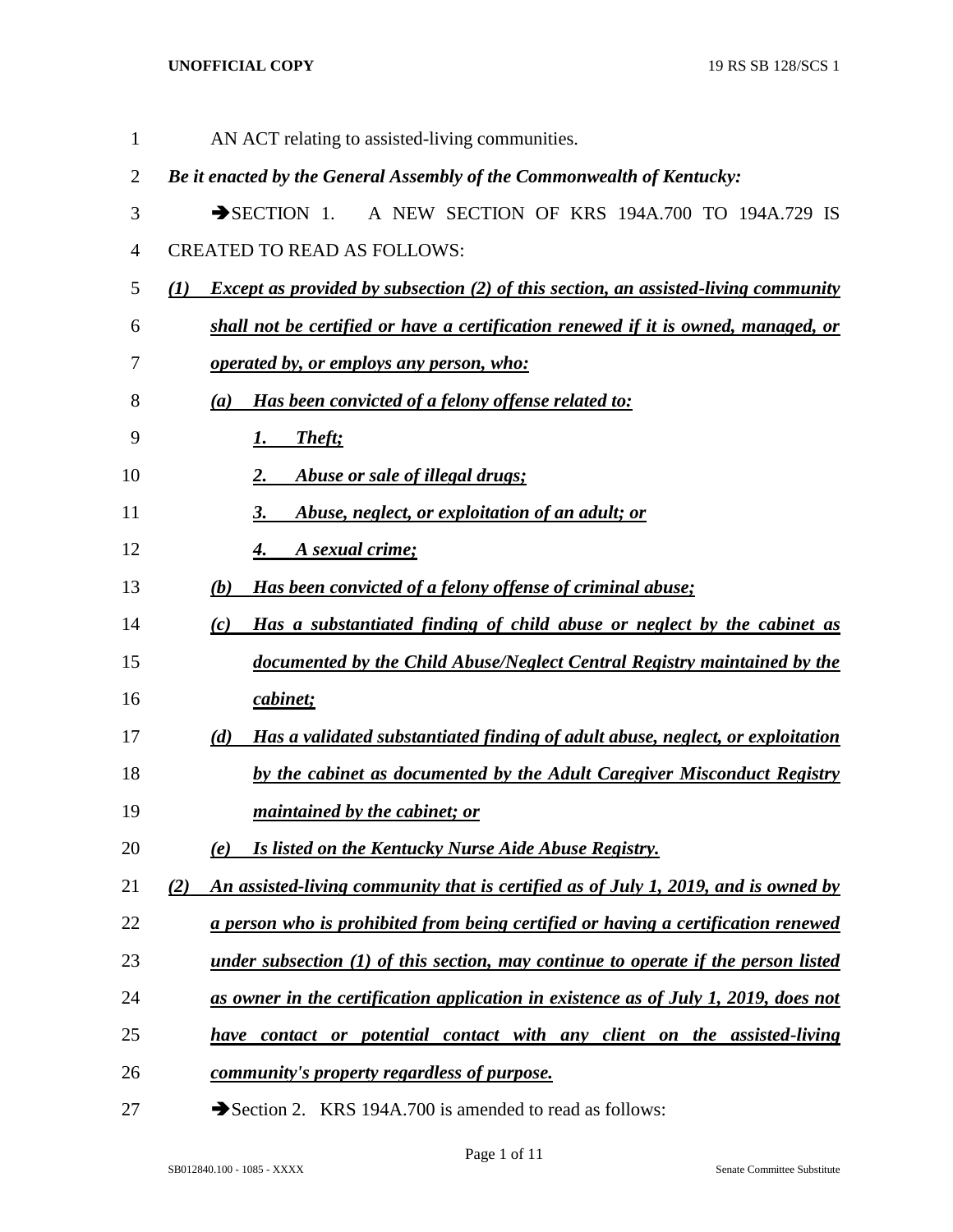AN ACT relating to assisted-living communities.

***Be it enacted by the General Assembly of the Commonwealth of Kentucky:***

➔SECTION 1. A NEW SECTION OF KRS 194A.700 TO 194A.729 IS CREATED TO READ AS FOLLOWS:

***(1) Except as provided by subsection (2) of this section, an assisted-living community shall not be certified or have a certification renewed if it is owned, managed, or operated by, or employs any person, who:***

***(a) Has been convicted of a felony offense related to:***

***1. Theft;***

***2. Abuse or sale of illegal drugs;***

***3. Abuse, neglect, or exploitation of an adult; or***

***4. A sexual crime;***

***(b) Has been convicted of a felony offense of criminal abuse;***

***(c) Has a substantiated finding of child abuse or neglect by the cabinet as documented by the Child Abuse/Neglect Central Registry maintained by the cabinet;***

***(d) Has a validated substantiated finding of adult abuse, neglect, or exploitation by the cabinet as documented by the Adult Caregiver Misconduct Registry maintained by the cabinet; or***

***(e) Is listed on the Kentucky Nurse Aide Abuse Registry.***

***(2) An assisted-living community that is certified as of July 1, 2019, and is owned by a person who is prohibited from being certified or having a certification renewed under subsection (1) of this section, may continue to operate if the person listed as owner in the certification application in existence as of July 1, 2019, does not have contact or potential contact with any client on the assisted-living community's property regardless of purpose.***

➔Section 2. KRS 194A.700 is amended to read as follows: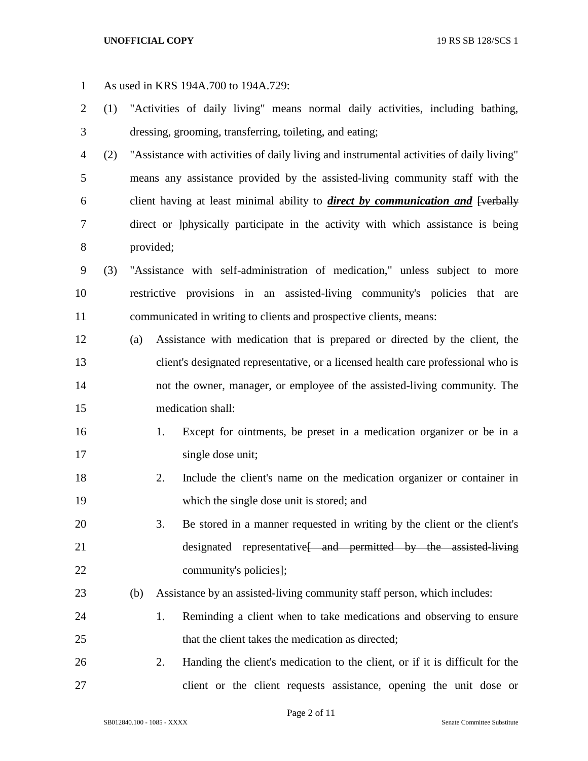As used in KRS 194A.700 to 194A.729:

(1) "Activities of daily living" means normal daily activities, including bathing, dressing, grooming, transferring, toileting, and eating;

(2) "Assistance with activities of daily living and instrumental activities of daily living" means any assistance provided by the assisted-living community staff with the client having at least minimal ability to ***direct by communication and*** [~~verbally direct or~~ ]physically participate in the activity with which assistance is being provided;

(3) "Assistance with self-administration of medication," unless subject to more restrictive provisions in an assisted-living community's policies that are communicated in writing to clients and prospective clients, means:

   (a) Assistance with medication that is prepared or directed by the client, the client's designated representative, or a licensed health care professional who is not the owner, manager, or employee of the assisted-living community. The medication shall:

      1. Except for ointments, be preset in a medication organizer or be in a single dose unit;

      2. Include the client's name on the medication organizer or container in which the single dose unit is stored; and

      3. Be stored in a manner requested in writing by the client or the client's designated representative[~~ and permitted by the assisted-living community's policies~~];

   (b) Assistance by an assisted-living community staff person, which includes:

      1. Reminding a client when to take medications and observing to ensure that the client takes the medication as directed;

      2. Handing the client's medication to the client, or if it is difficult for the client or the client requests assistance, opening the unit dose or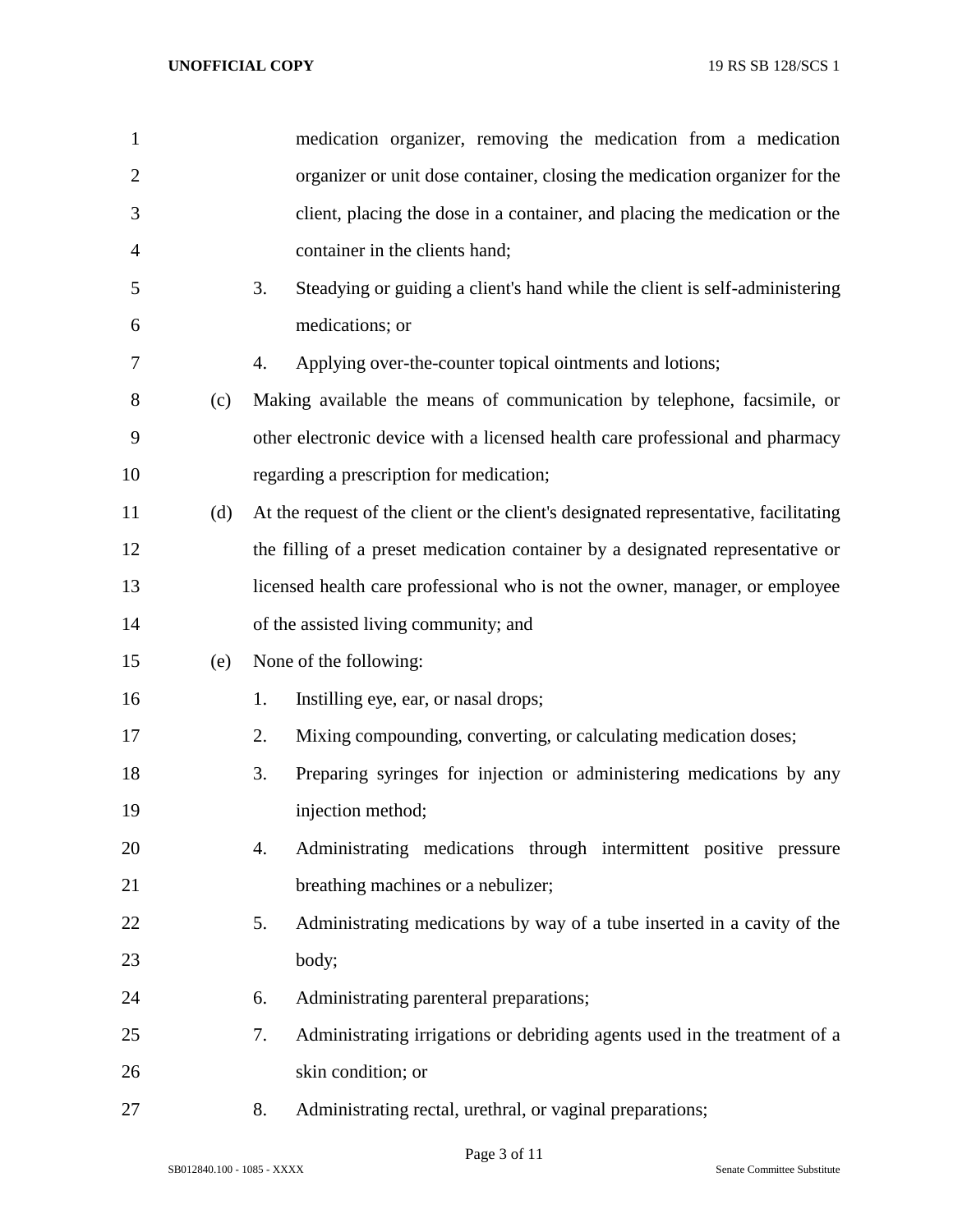medication organizer, removing the medication from a medication organizer or unit dose container, closing the medication organizer for the client, placing the dose in a container, and placing the medication or the container in the clients hand;

3. Steadying or guiding a client's hand while the client is self-administering medications; or

4. Applying over-the-counter topical ointments and lotions;

(c) Making available the means of communication by telephone, facsimile, or other electronic device with a licensed health care professional and pharmacy regarding a prescription for medication;

(d) At the request of the client or the client's designated representative, facilitating the filling of a preset medication container by a designated representative or licensed health care professional who is not the owner, manager, or employee of the assisted living community; and

(e) None of the following:

1. Instilling eye, ear, or nasal drops;

2. Mixing compounding, converting, or calculating medication doses;

3. Preparing syringes for injection or administering medications by any injection method;

4. Administrating medications through intermittent positive pressure breathing machines or a nebulizer;

5. Administrating medications by way of a tube inserted in a cavity of the body;

6. Administrating parenteral preparations;

7. Administrating irrigations or debriding agents used in the treatment of a skin condition; or

8. Administrating rectal, urethral, or vaginal preparations;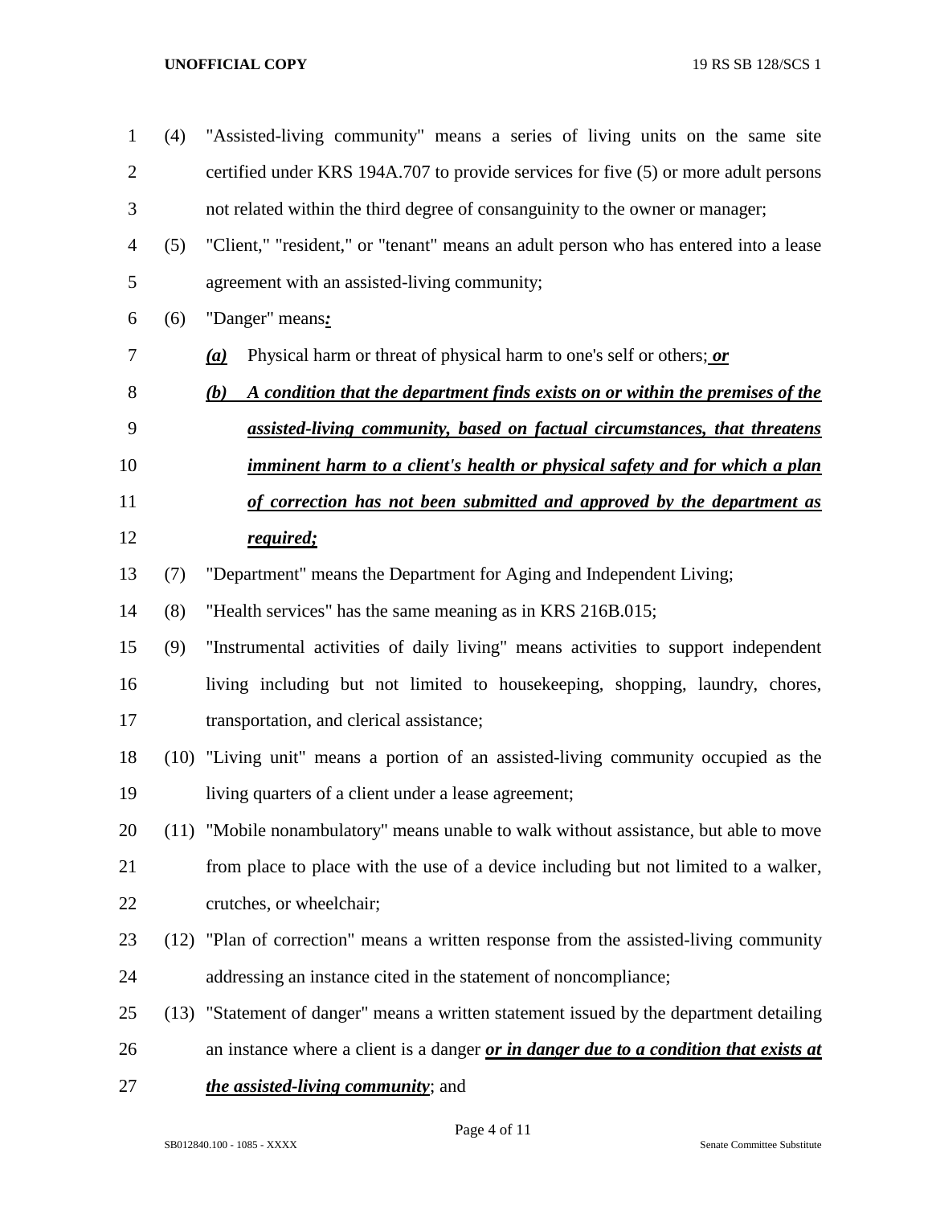(4) "Assisted-living community" means a series of living units on the same site certified under KRS 194A.707 to provide services for five (5) or more adult persons not related within the third degree of consanguinity to the owner or manager;

(5) "Client," "resident," or "tenant" means an adult person who has entered into a lease agreement with an assisted-living community;

(6) "Danger" means***:***

***(a)*** Physical harm or threat of physical harm to one's self or others; ***or***

***(b) A condition that the department finds exists on or within the premises of the assisted-living community, based on factual circumstances, that threatens imminent harm to a client's health or physical safety and for which a plan of correction has not been submitted and approved by the department as required;***

(7) "Department" means the Department for Aging and Independent Living;

(8) "Health services" has the same meaning as in KRS 216B.015;

(9) "Instrumental activities of daily living" means activities to support independent living including but not limited to housekeeping, shopping, laundry, chores, transportation, and clerical assistance;

(10) "Living unit" means a portion of an assisted-living community occupied as the living quarters of a client under a lease agreement;

(11) "Mobile nonambulatory" means unable to walk without assistance, but able to move from place to place with the use of a device including but not limited to a walker, crutches, or wheelchair;

(12) "Plan of correction" means a written response from the assisted-living community addressing an instance cited in the statement of noncompliance;

(13) "Statement of danger" means a written statement issued by the department detailing an instance where a client is a danger ***or in danger due to a condition that exists at the assisted-living community***; and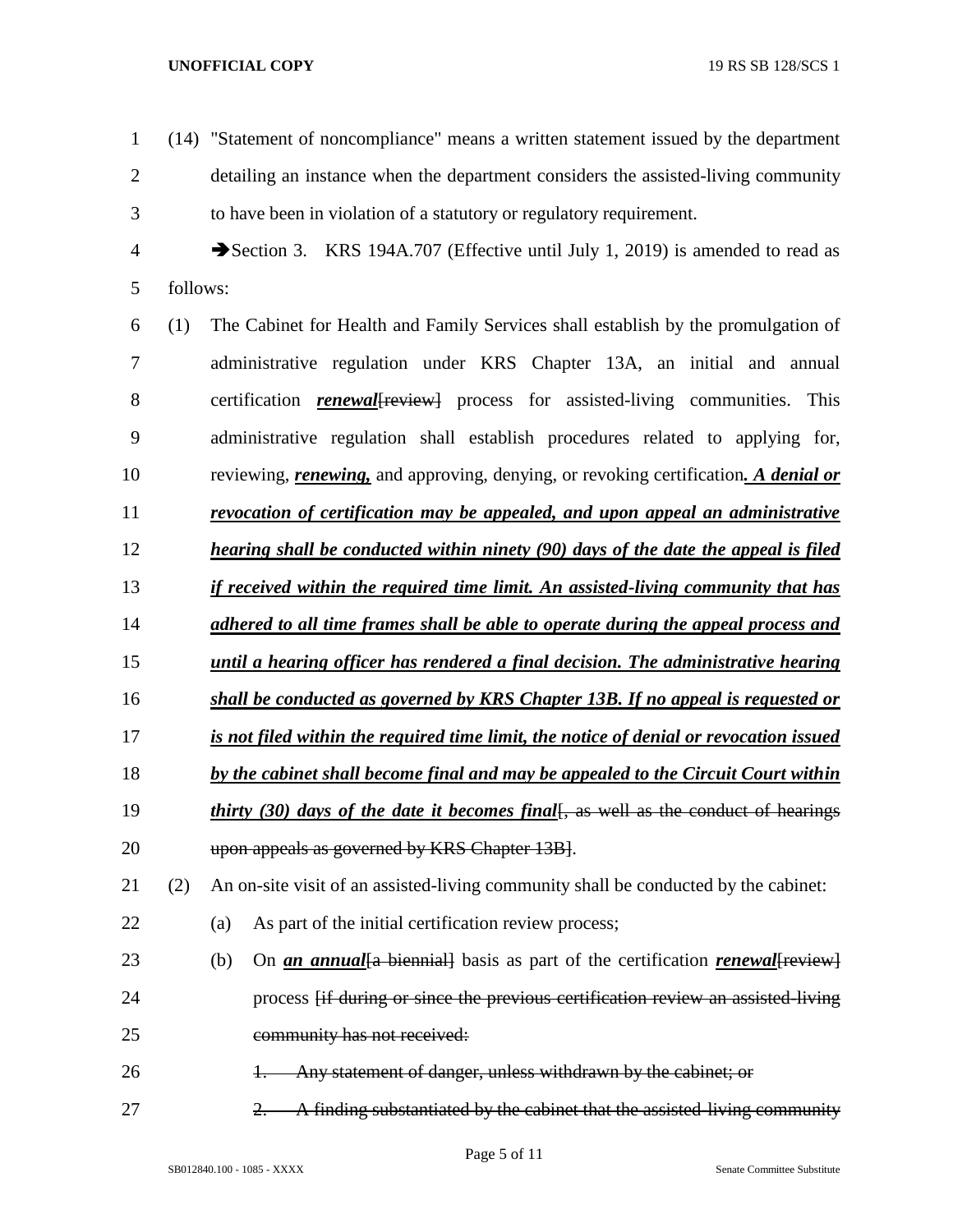(14) "Statement of noncompliance" means a written statement issued by the department detailing an instance when the department considers the assisted-living community to have been in violation of a statutory or regulatory requirement.

➔Section 3. KRS 194A.707 (Effective until July 1, 2019) is amended to read as follows:

(1) The Cabinet for Health and Family Services shall establish by the promulgation of administrative regulation under KRS Chapter 13A, an initial and annual certification ***renewal***~~[review]~~ process for assisted-living communities. This administrative regulation shall establish procedures related to applying for, reviewing, ***renewing,*** and approving, denying, or revoking certification***. A denial or revocation of certification may be appealed, and upon appeal an administrative hearing shall be conducted within ninety (90) days of the date the appeal is filed if received within the required time limit. An assisted-living community that has adhered to all time frames shall be able to operate during the appeal process and until a hearing officer has rendered a final decision. The administrative hearing shall be conducted as governed by KRS Chapter 13B. If no appeal is requested or is not filed within the required time limit, the notice of denial or revocation issued by the cabinet shall become final and may be appealed to the Circuit Court within thirty (30) days of the date it becomes final***~~[, as well as the conduct of hearings upon appeals as governed by KRS Chapter 13B]~~.

(2) An on-site visit of an assisted-living community shall be conducted by the cabinet:

(a) As part of the initial certification review process;

(b) On ***an annual***~~[a biennial]~~ basis as part of the certification ***renewal***~~[review]~~ process ~~[if during or since the previous certification review an assisted-living community has not received:~~

~~1. Any statement of danger, unless withdrawn by the cabinet; or~~

~~2. A finding substantiated by the cabinet that the assisted-living community~~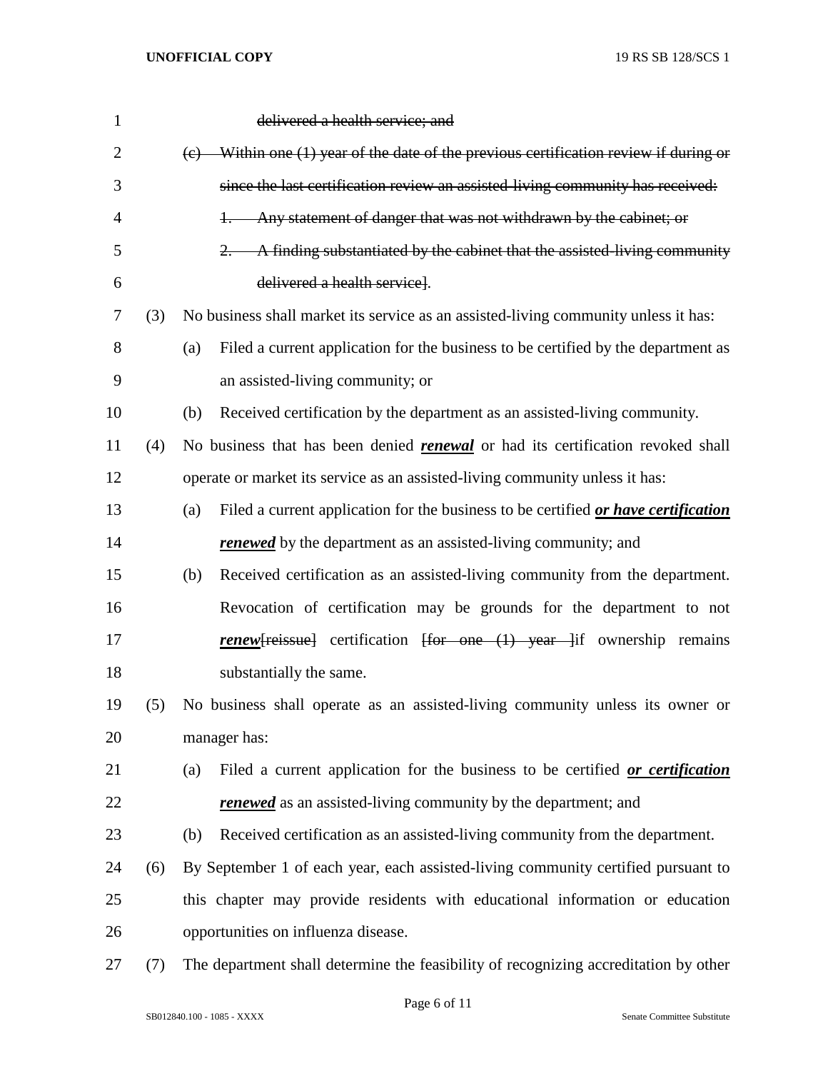~~delivered a health service; and~~

~~(c) Within one (1) year of the date of the previous certification review if during or since the last certification review an assisted-living community has received:~~

~~1. Any statement of danger that was not withdrawn by the cabinet; or~~

~~2. A finding substantiated by the cabinet that the assisted-living community delivered a health service~~].

(3) No business shall market its service as an assisted-living community unless it has:

(a) Filed a current application for the business to be certified by the department as an assisted-living community; or

(b) Received certification by the department as an assisted-living community.

(4) No business that has been denied ***renewal*** or had its certification revoked shall operate or market its service as an assisted-living community unless it has:

(a) Filed a current application for the business to be certified ***or have certification renewed*** by the department as an assisted-living community; and

(b) Received certification as an assisted-living community from the department. Revocation of certification may be grounds for the department to not ***renew***[reissue] certification [~~for one (1) year~~ ]if ownership remains substantially the same.

(5) No business shall operate as an assisted-living community unless its owner or manager has:

(a) Filed a current application for the business to be certified ***or certification renewed*** as an assisted-living community by the department; and

(b) Received certification as an assisted-living community from the department.

(6) By September 1 of each year, each assisted-living community certified pursuant to this chapter may provide residents with educational information or education opportunities on influenza disease.

(7) The department shall determine the feasibility of recognizing accreditation by other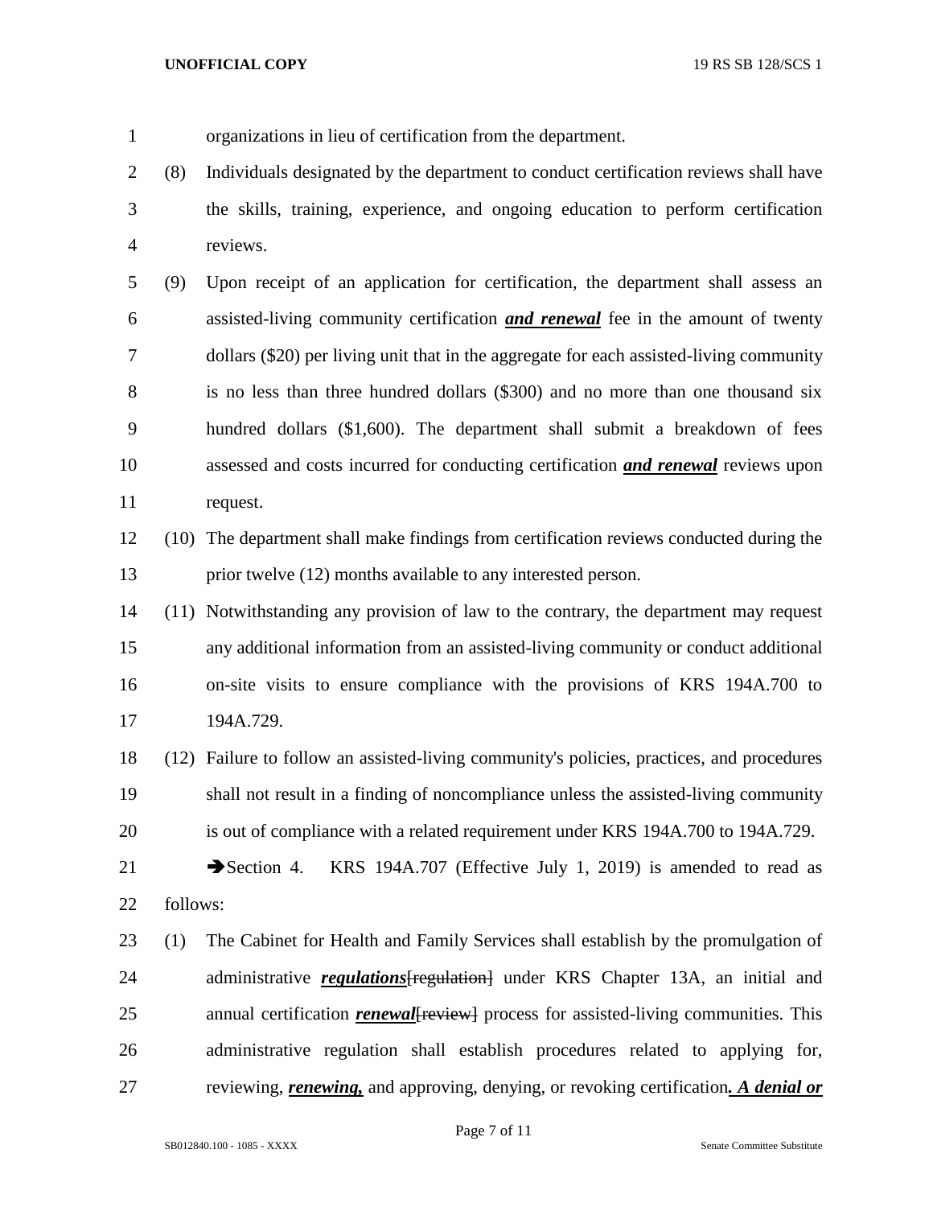organizations in lieu of certification from the department.

(8) Individuals designated by the department to conduct certification reviews shall have the skills, training, experience, and ongoing education to perform certification reviews.

(9) Upon receipt of an application for certification, the department shall assess an assisted-living community certification ***and renewal*** fee in the amount of twenty dollars ($20) per living unit that in the aggregate for each assisted-living community is no less than three hundred dollars ($300) and no more than one thousand six hundred dollars ($1,600). The department shall submit a breakdown of fees assessed and costs incurred for conducting certification ***and renewal*** reviews upon request.

(10) The department shall make findings from certification reviews conducted during the prior twelve (12) months available to any interested person.

(11) Notwithstanding any provision of law to the contrary, the department may request any additional information from an assisted-living community or conduct additional on-site visits to ensure compliance with the provisions of KRS 194A.700 to 194A.729.

(12) Failure to follow an assisted-living community's policies, practices, and procedures shall not result in a finding of noncompliance unless the assisted-living community is out of compliance with a related requirement under KRS 194A.700 to 194A.729.

➔Section 4. KRS 194A.707 (Effective July 1, 2019) is amended to read as follows:

(1) The Cabinet for Health and Family Services shall establish by the promulgation of administrative ***regulations***~~[regulation]~~ under KRS Chapter 13A, an initial and annual certification ***renewal***~~[review]~~ process for assisted-living communities. This administrative regulation shall establish procedures related to applying for, reviewing, ***renewing,*** and approving, denying, or revoking certification***. A denial or***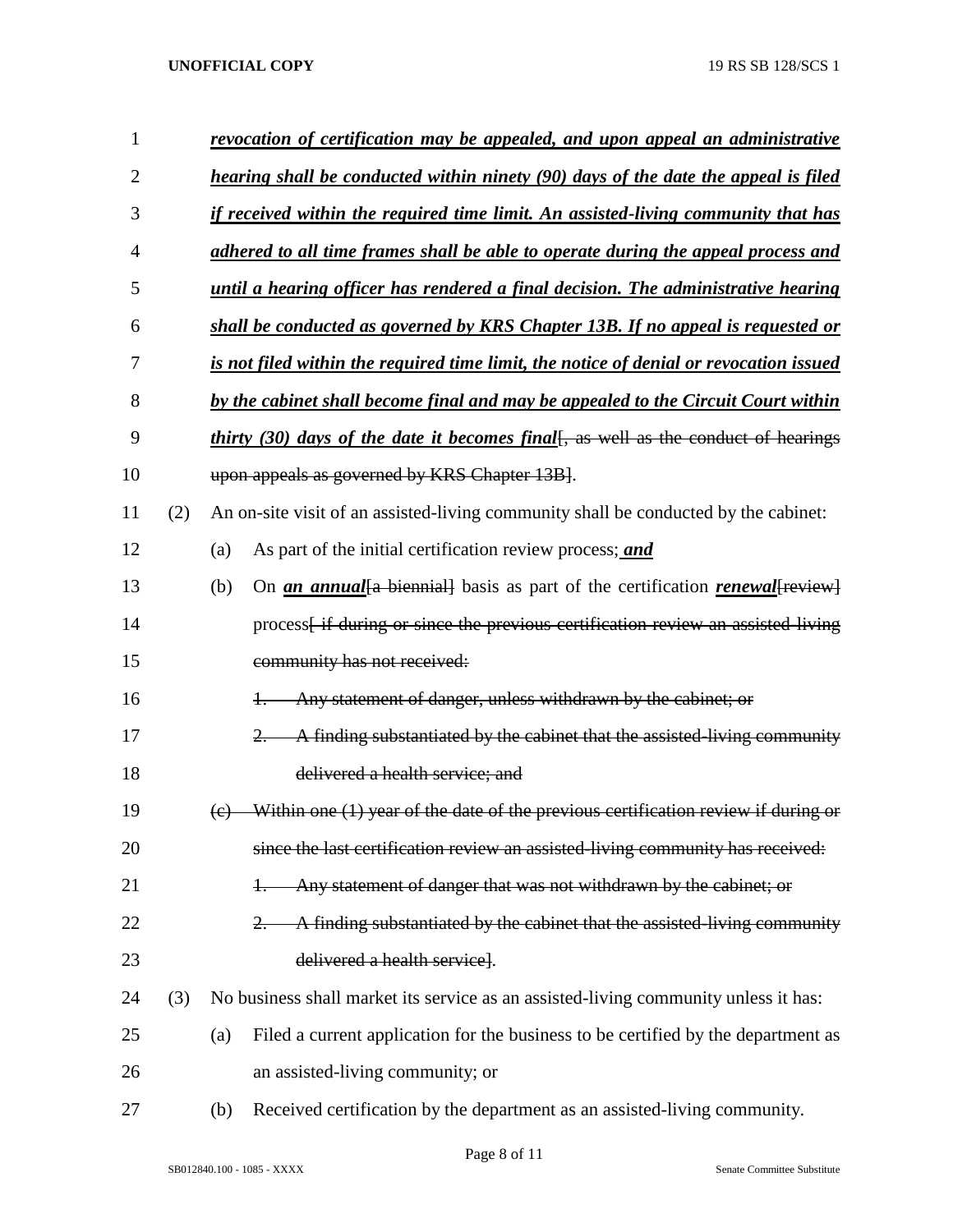*revocation of certification may be appealed, and upon appeal an administrative hearing shall be conducted within ninety (90) days of the date the appeal is filed if received within the required time limit. An assisted-living community that has adhered to all time frames shall be able to operate during the appeal process and until a hearing officer has rendered a final decision. The administrative hearing shall be conducted as governed by KRS Chapter 13B. If no appeal is requested or is not filed within the required time limit, the notice of denial or revocation issued by the cabinet shall become final and may be appealed to the Circuit Court within thirty (30) days of the date it becomes final*[~~, as well as the conduct of hearings upon appeals as governed by KRS Chapter 13B~~].

(2) An on-site visit of an assisted-living community shall be conducted by the cabinet:

(a) As part of the initial certification review process; ***and***

(b) On ***an annual***[~~a biennial~~] basis as part of the certification ***renewal***[~~review~~] process[~~ if during or since the previous certification review an assisted-living community has not received:~~

~~1. Any statement of danger, unless withdrawn by the cabinet; or~~

~~2. A finding substantiated by the cabinet that the assisted-living community delivered a health service; and~~

~~(c) Within one (1) year of the date of the previous certification review if during or since the last certification review an assisted-living community has received:~~

~~1. Any statement of danger that was not withdrawn by the cabinet; or~~

~~2. A finding substantiated by the cabinet that the assisted-living community delivered a health service~~].

(3) No business shall market its service as an assisted-living community unless it has:

(a) Filed a current application for the business to be certified by the department as an assisted-living community; or

(b) Received certification by the department as an assisted-living community.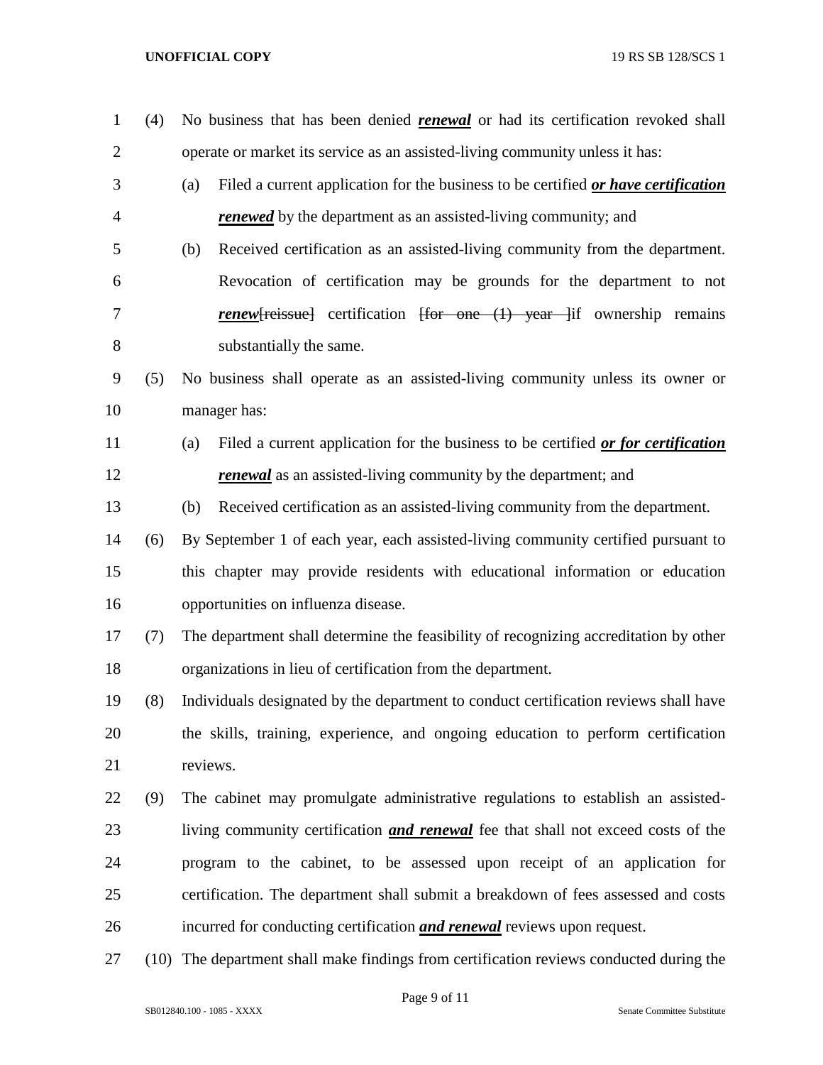(4) No business that has been denied ***renewal*** or had its certification revoked shall operate or market its service as an assisted-living community unless it has:

(a) Filed a current application for the business to be certified ***or have certification renewed*** by the department as an assisted-living community; and

(b) Received certification as an assisted-living community from the department. Revocation of certification may be grounds for the department to not ***renew***~~[reissue]~~ certification ~~[for one (1) year ]~~if ownership remains substantially the same.

(5) No business shall operate as an assisted-living community unless its owner or manager has:

(a) Filed a current application for the business to be certified ***or for certification renewal*** as an assisted-living community by the department; and

(b) Received certification as an assisted-living community from the department.

(6) By September 1 of each year, each assisted-living community certified pursuant to this chapter may provide residents with educational information or education opportunities on influenza disease.

(7) The department shall determine the feasibility of recognizing accreditation by other organizations in lieu of certification from the department.

(8) Individuals designated by the department to conduct certification reviews shall have the skills, training, experience, and ongoing education to perform certification reviews.

(9) The cabinet may promulgate administrative regulations to establish an assisted-living community certification ***and renewal*** fee that shall not exceed costs of the program to the cabinet, to be assessed upon receipt of an application for certification. The department shall submit a breakdown of fees assessed and costs incurred for conducting certification ***and renewal*** reviews upon request.

(10) The department shall make findings from certification reviews conducted during the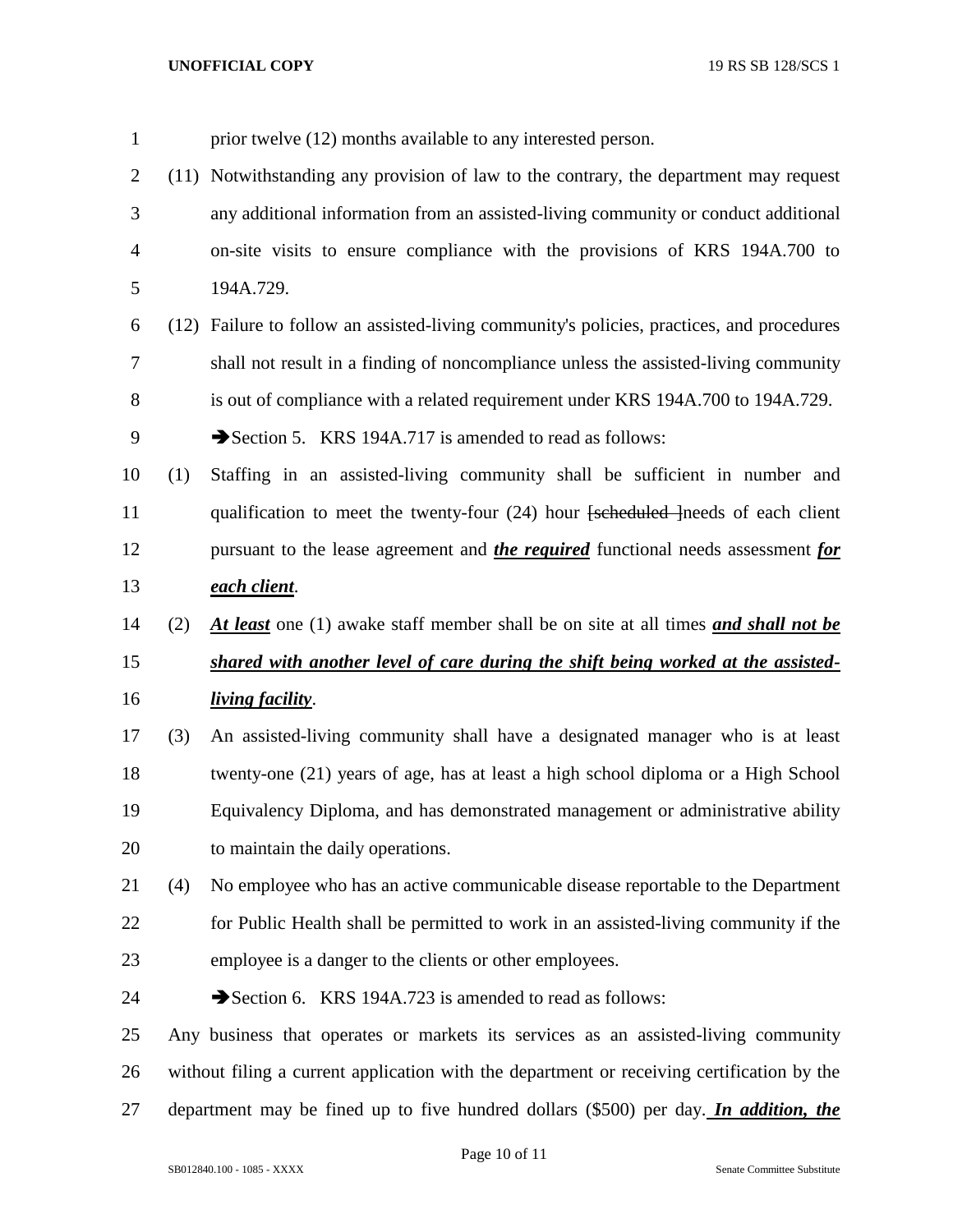prior twelve (12) months available to any interested person.

(11) Notwithstanding any provision of law to the contrary, the department may request any additional information from an assisted-living community or conduct additional on-site visits to ensure compliance with the provisions of KRS 194A.700 to 194A.729.

(12) Failure to follow an assisted-living community's policies, practices, and procedures shall not result in a finding of noncompliance unless the assisted-living community is out of compliance with a related requirement under KRS 194A.700 to 194A.729.

➔Section 5. KRS 194A.717 is amended to read as follows:

(1) Staffing in an assisted-living community shall be sufficient in number and qualification to meet the twenty-four (24) hour [scheduled ]needs of each client pursuant to the lease agreement and ***the required*** functional needs assessment ***for each client***.

(2) ***At least*** one (1) awake staff member shall be on site at all times ***and shall not be shared with another level of care during the shift being worked at the assisted-living facility***.

(3) An assisted-living community shall have a designated manager who is at least twenty-one (21) years of age, has at least a high school diploma or a High School Equivalency Diploma, and has demonstrated management or administrative ability to maintain the daily operations.

(4) No employee who has an active communicable disease reportable to the Department for Public Health shall be permitted to work in an assisted-living community if the employee is a danger to the clients or other employees.

➔Section 6. KRS 194A.723 is amended to read as follows:

Any business that operates or markets its services as an assisted-living community without filing a current application with the department or receiving certification by the department may be fined up to five hundred dollars ($500) per day***. In addition, the***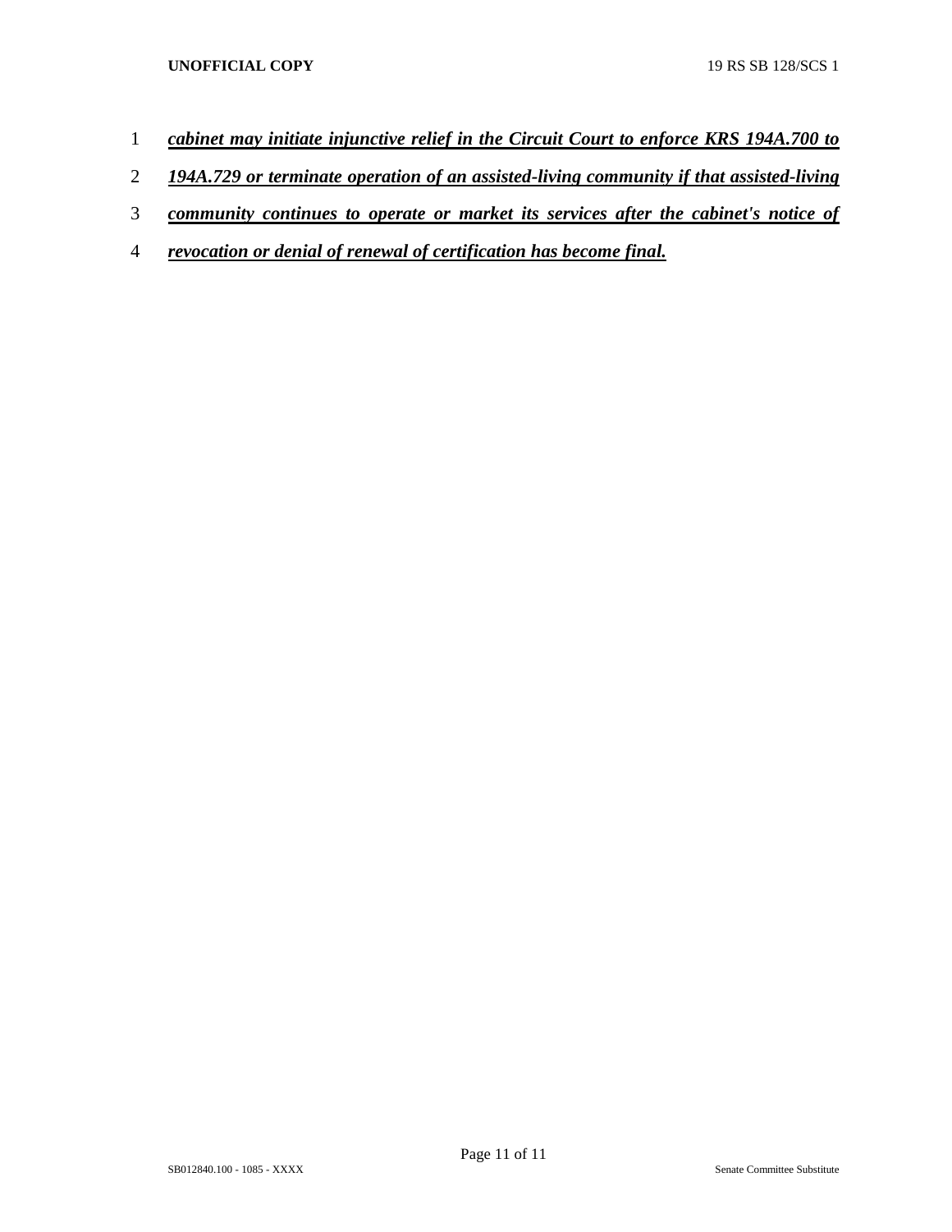1 ***cabinet may initiate injunctive relief in the Circuit Court to enforce KRS 194A.700 to***

2 ***194A.729 or terminate operation of an assisted-living community if that assisted-living***

3 ***community continues to operate or market its services after the cabinet's notice of***

4 ***revocation or denial of renewal of certification has become final.***